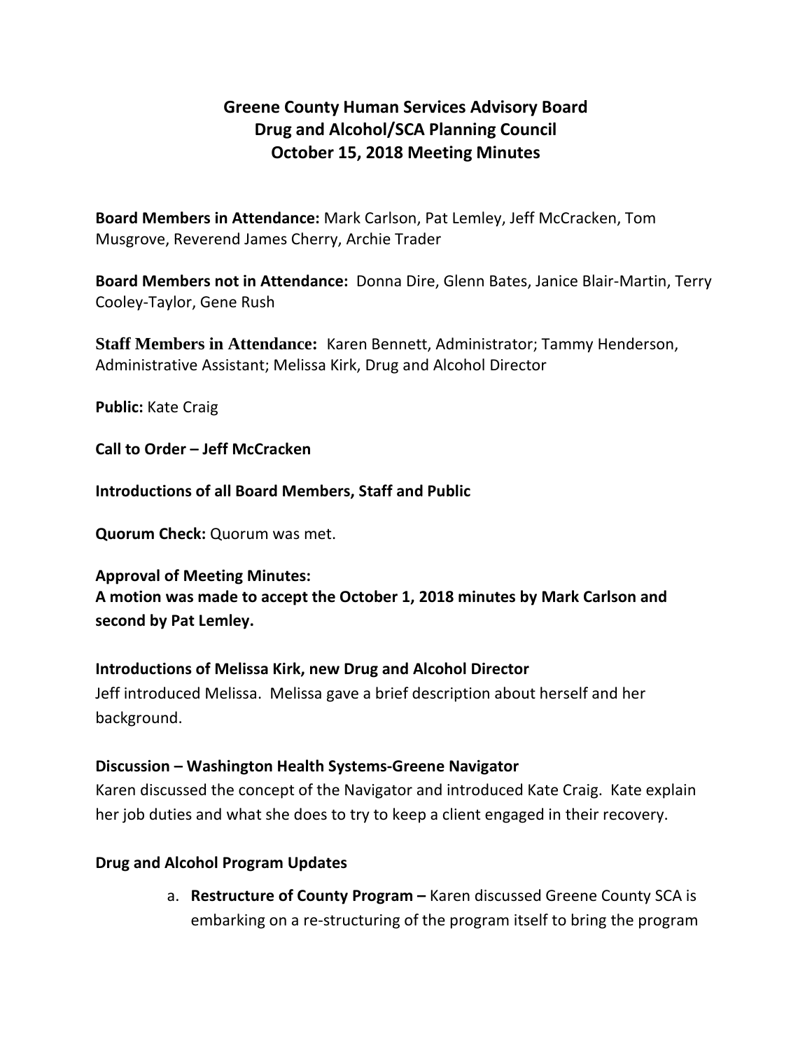# Greene County Human Services Advisory Board
# Drug and Alcohol/SCA Planning Council
# October 15, 2018 Meeting Minutes

**Board Members in Attendance:** Mark Carlson, Pat Lemley, Jeff McCracken, Tom Musgrove, Reverend James Cherry, Archie Trader

**Board Members not in Attendance:** Donna Dire, Glenn Bates, Janice Blair-Martin, Terry Cooley-Taylor, Gene Rush

**Staff Members in Attendance:** Karen Bennett, Administrator; Tammy Henderson, Administrative Assistant; Melissa Kirk, Drug and Alcohol Director

**Public:** Kate Craig

**Call to Order – Jeff McCracken**

**Introductions of all Board Members, Staff and Public**

**Quorum Check:** Quorum was met.

**Approval of Meeting Minutes:**
**A motion was made to accept the October 1, 2018 minutes by Mark Carlson and second by Pat Lemley.**

**Introductions of Melissa Kirk, new Drug and Alcohol Director**
Jeff introduced Melissa. Melissa gave a brief description about herself and her background.

**Discussion – Washington Health Systems-Greene Navigator**
Karen discussed the concept of the Navigator and introduced Kate Craig. Kate explain her job duties and what she does to try to keep a client engaged in their recovery.

**Drug and Alcohol Program Updates**

a. **Restructure of County Program –** Karen discussed Greene County SCA is embarking on a re-structuring of the program itself to bring the program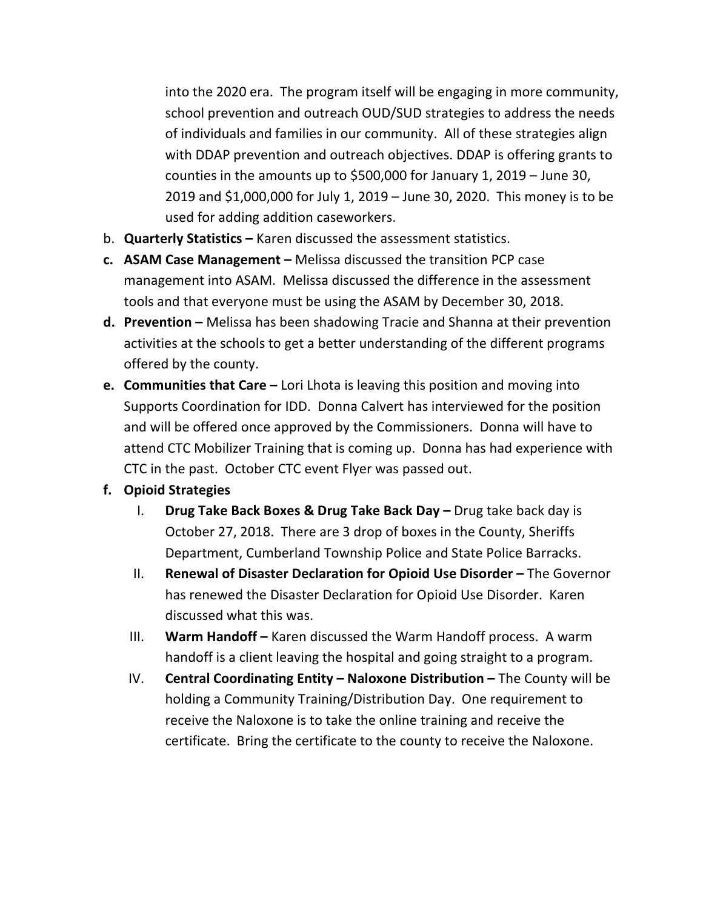into the 2020 era. The program itself will be engaging in more community, school prevention and outreach OUD/SUD strategies to address the needs of individuals and families in our community. All of these strategies align with DDAP prevention and outreach objectives. DDAP is offering grants to counties in the amounts up to $500,000 for January 1, 2019 – June 30, 2019 and $1,000,000 for July 1, 2019 – June 30, 2020. This money is to be used for adding addition caseworkers.

b. **Quarterly Statistics –** Karen discussed the assessment statistics.
c. **ASAM Case Management –** Melissa discussed the transition PCP case management into ASAM. Melissa discussed the difference in the assessment tools and that everyone must be using the ASAM by December 30, 2018.
d. **Prevention –** Melissa has been shadowing Tracie and Shanna at their prevention activities at the schools to get a better understanding of the different programs offered by the county.
e. **Communities that Care –** Lori Lhota is leaving this position and moving into Supports Coordination for IDD. Donna Calvert has interviewed for the position and will be offered once approved by the Commissioners. Donna will have to attend CTC Mobilizer Training that is coming up. Donna has had experience with CTC in the past. October CTC event Flyer was passed out.
f. **Opioid Strategies**
   - I. **Drug Take Back Boxes & Drug Take Back Day –** Drug take back day is October 27, 2018. There are 3 drop of boxes in the County, Sheriffs Department, Cumberland Township Police and State Police Barracks.
   - II. **Renewal of Disaster Declaration for Opioid Use Disorder –** The Governor has renewed the Disaster Declaration for Opioid Use Disorder. Karen discussed what this was.
   - III. **Warm Handoff –** Karen discussed the Warm Handoff process. A warm handoff is a client leaving the hospital and going straight to a program.
   - IV. **Central Coordinating Entity – Naloxone Distribution –** The County will be holding a Community Training/Distribution Day. One requirement to receive the Naloxone is to take the online training and receive the certificate. Bring the certificate to the county to receive the Naloxone.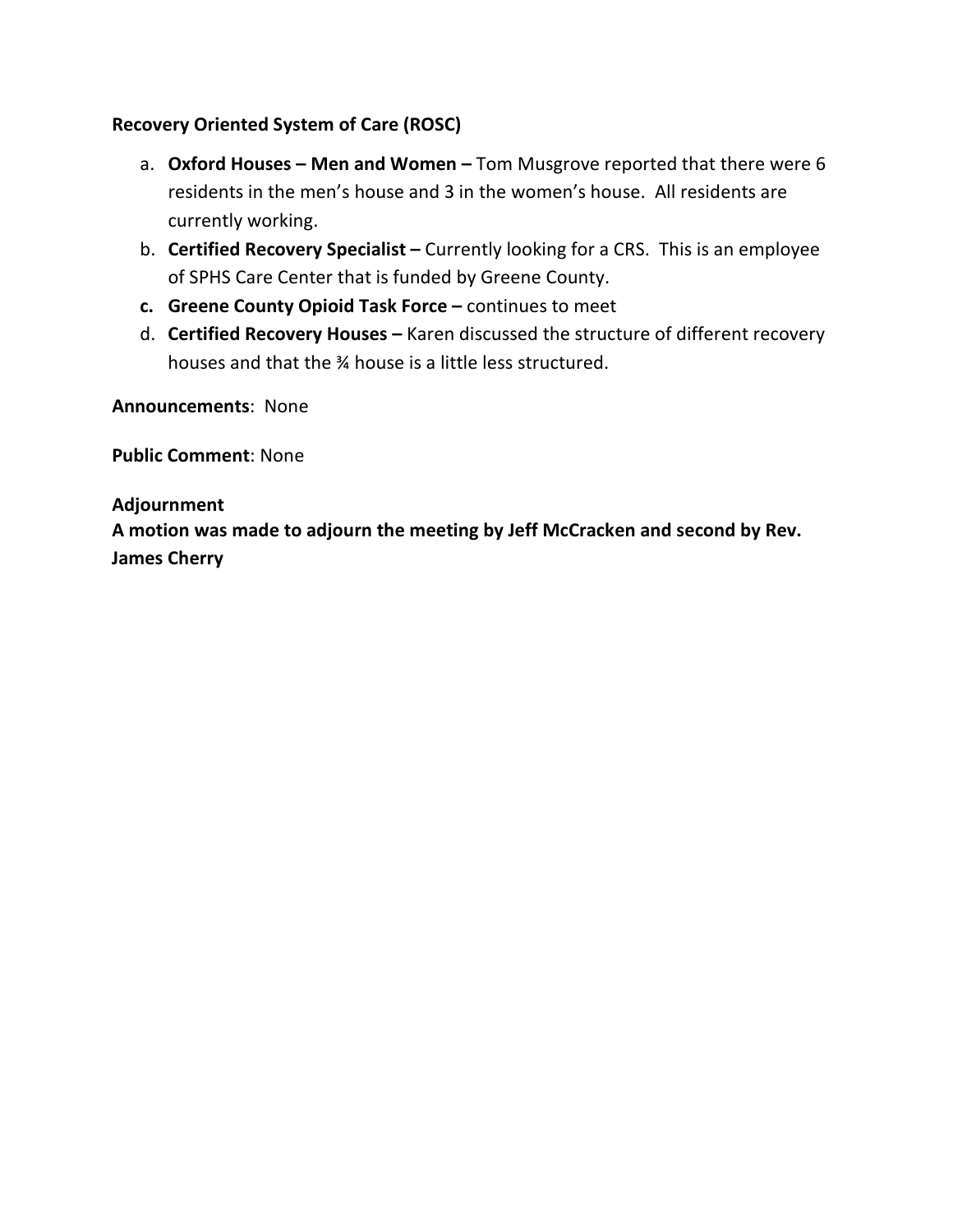**Recovery Oriented System of Care (ROSC)**

a. **Oxford Houses – Men and Women –** Tom Musgrove reported that there were 6 residents in the men's house and 3 in the women's house. All residents are currently working.
b. **Certified Recovery Specialist –** Currently looking for a CRS. This is an employee of SPHS Care Center that is funded by Greene County.
c. **Greene County Opioid Task Force –** continues to meet
d. **Certified Recovery Houses –** Karen discussed the structure of different recovery houses and that the ¾ house is a little less structured.

**Announcements**: None

**Public Comment**: None

**Adjournment**
**A motion was made to adjourn the meeting by Jeff McCracken and second by Rev. James Cherry**